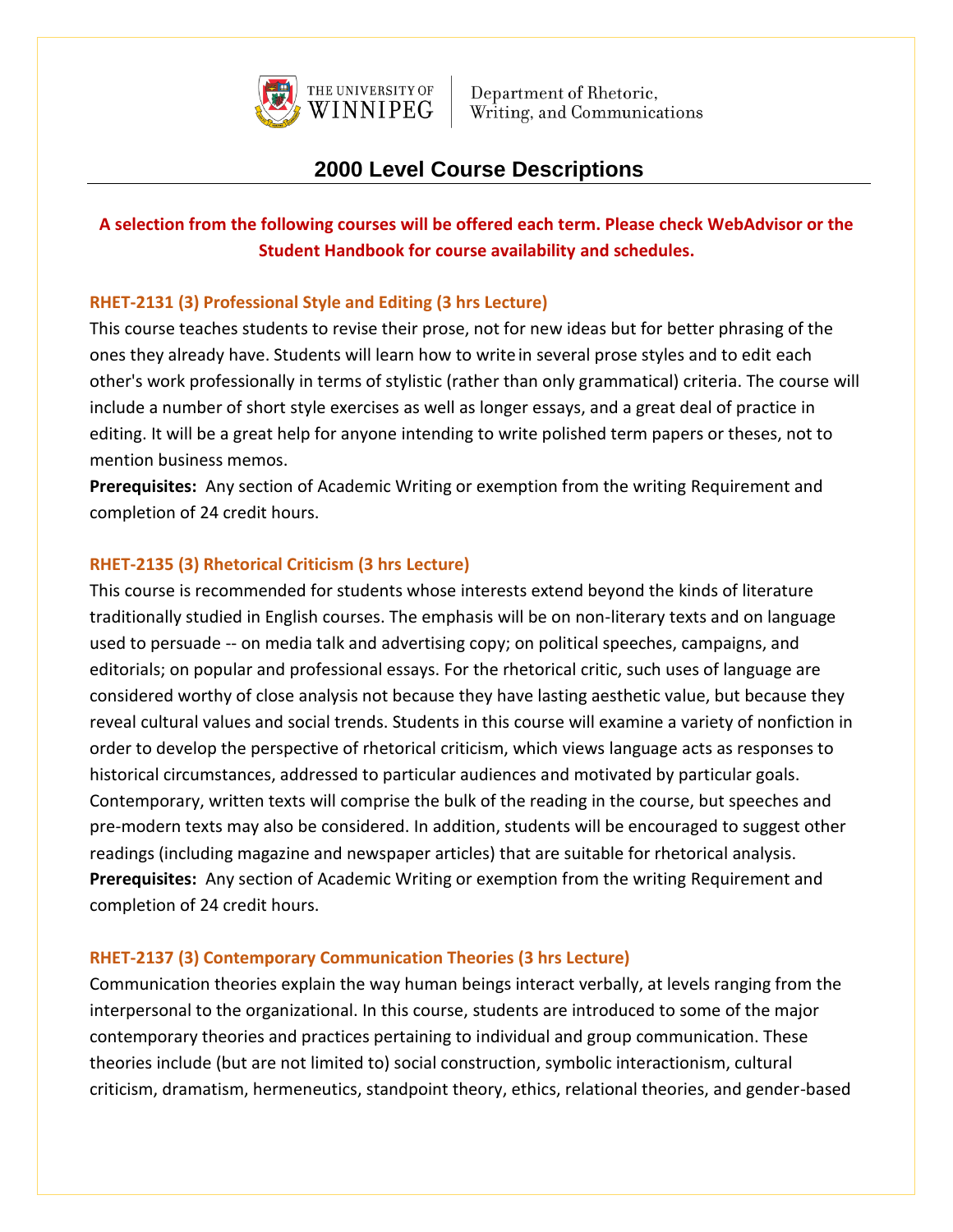The University of Winnipeg | Department of Rhetoric, Writing, and Communications

# 2000 Level Course Descriptions

**A selection from the following courses will be offered each term. Please check WebAdvisor or the Student Handbook for course availability and schedules.**

### RHET-2131 (3) Professional Style and Editing (3 hrs Lecture)

This course teaches students to revise their prose, not for new ideas but for better phrasing of the ones they already have. Students will learn how to write in several prose styles and to edit each other's work professionally in terms of stylistic (rather than only grammatical) criteria. The course will include a number of short style exercises as well as longer essays, and a great deal of practice in editing. It will be a great help for anyone intending to write polished term papers or theses, not to mention business memos.

**Prerequisites:** Any section of Academic Writing or exemption from the writing Requirement and completion of 24 credit hours.

### RHET-2135 (3) Rhetorical Criticism (3 hrs Lecture)

This course is recommended for students whose interests extend beyond the kinds of literature traditionally studied in English courses. The emphasis will be on non-literary texts and on language used to persuade -- on media talk and advertising copy; on political speeches, campaigns, and editorials; on popular and professional essays. For the rhetorical critic, such uses of language are considered worthy of close analysis not because they have lasting aesthetic value, but because they reveal cultural values and social trends. Students in this course will examine a variety of nonfiction in order to develop the perspective of rhetorical criticism, which views language acts as responses to historical circumstances, addressed to particular audiences and motivated by particular goals. Contemporary, written texts will comprise the bulk of the reading in the course, but speeches and pre-modern texts may also be considered. In addition, students will be encouraged to suggest other readings (including magazine and newspaper articles) that are suitable for rhetorical analysis.

**Prerequisites:** Any section of Academic Writing or exemption from the writing Requirement and completion of 24 credit hours.

### RHET-2137 (3) Contemporary Communication Theories (3 hrs Lecture)

Communication theories explain the way human beings interact verbally, at levels ranging from the interpersonal to the organizational. In this course, students are introduced to some of the major contemporary theories and practices pertaining to individual and group communication. These theories include (but are not limited to) social construction, symbolic interactionism, cultural criticism, dramatism, hermeneutics, standpoint theory, ethics, relational theories, and gender-based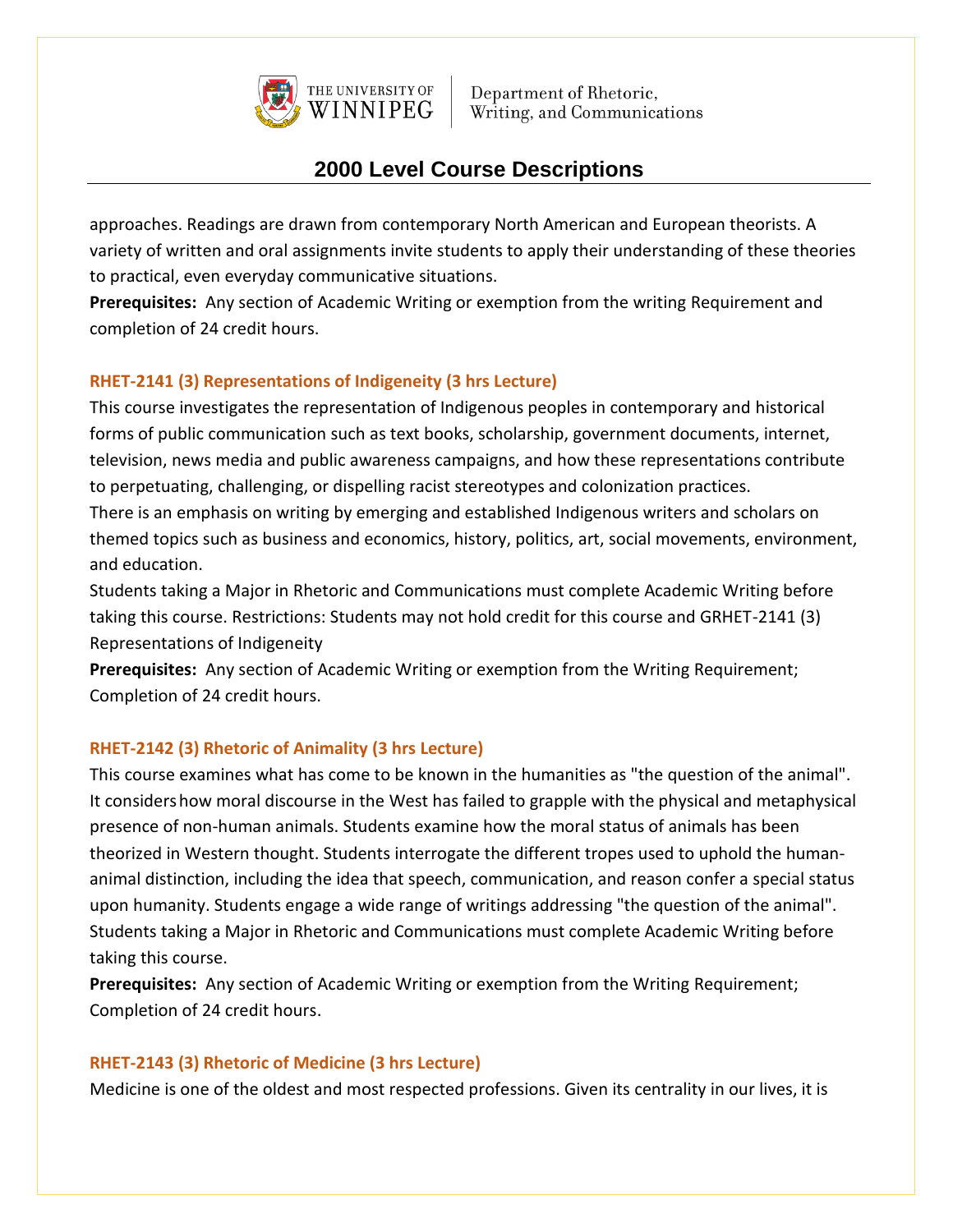approaches. Readings are drawn from contemporary North American and European theorists. A variety of written and oral assignments invite students to apply their understanding of these theories to practical, even everyday communicative situations.
**Prerequisites:** Any section of Academic Writing or exemption from the writing Requirement and completion of 24 credit hours.

### RHET-2141 (3) Representations of Indigeneity (3 hrs Lecture)

This course investigates the representation of Indigenous peoples in contemporary and historical forms of public communication such as text books, scholarship, government documents, internet, television, news media and public awareness campaigns, and how these representations contribute to perpetuating, challenging, or dispelling racist stereotypes and colonization practices.
There is an emphasis on writing by emerging and established Indigenous writers and scholars on themed topics such as business and economics, history, politics, art, social movements, environment, and education.
Students taking a Major in Rhetoric and Communications must complete Academic Writing before taking this course. Restrictions: Students may not hold credit for this course and GRHET-2141 (3) Representations of Indigeneity
**Prerequisites:** Any section of Academic Writing or exemption from the Writing Requirement; Completion of 24 credit hours.

### RHET-2142 (3) Rhetoric of Animality (3 hrs Lecture)

This course examines what has come to be known in the humanities as "the question of the animal". It considers how moral discourse in the West has failed to grapple with the physical and metaphysical presence of non-human animals. Students examine how the moral status of animals has been theorized in Western thought. Students interrogate the different tropes used to uphold the human-animal distinction, including the idea that speech, communication, and reason confer a special status upon humanity. Students engage a wide range of writings addressing "the question of the animal". Students taking a Major in Rhetoric and Communications must complete Academic Writing before taking this course.
**Prerequisites:** Any section of Academic Writing or exemption from the Writing Requirement; Completion of 24 credit hours.

### RHET-2143 (3) Rhetoric of Medicine (3 hrs Lecture)

Medicine is one of the oldest and most respected professions. Given its centrality in our lives, it is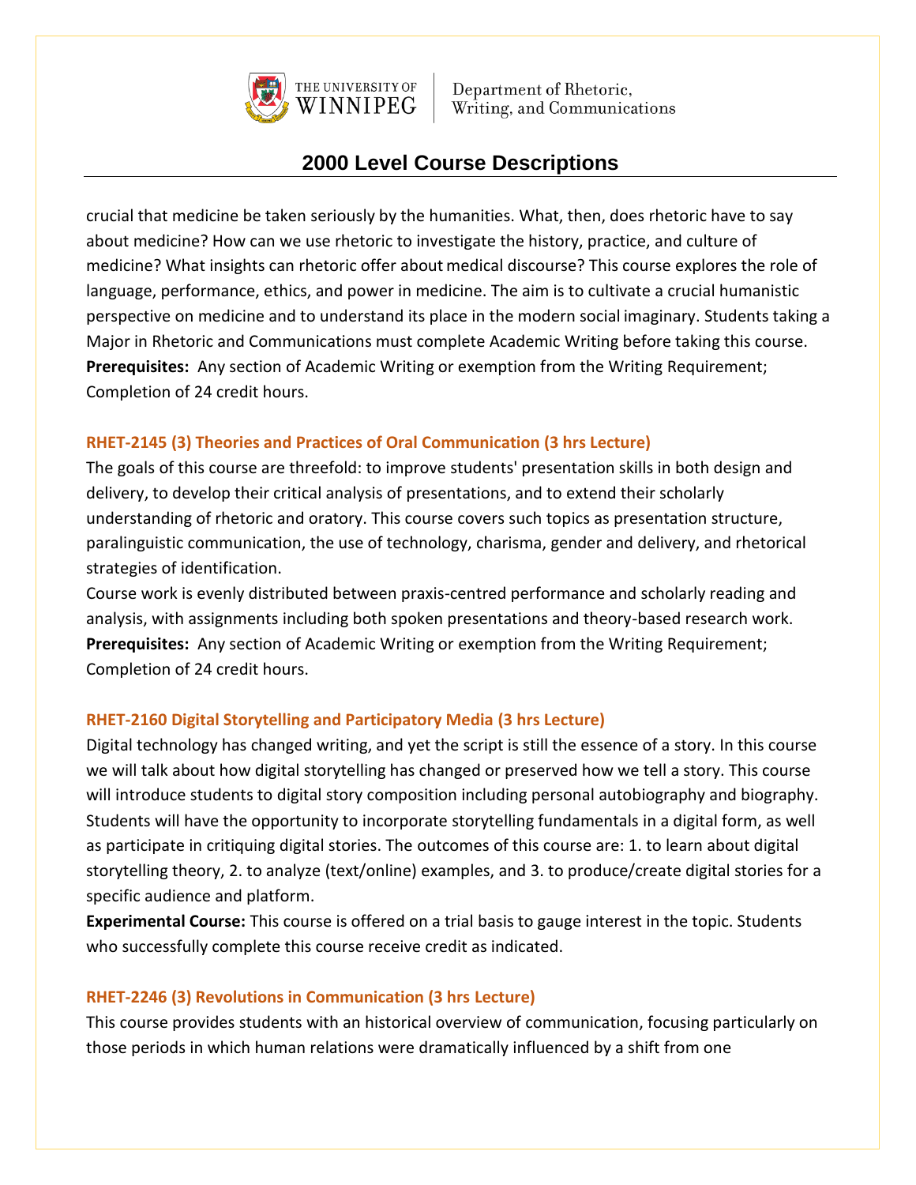crucial that medicine be taken seriously by the humanities. What, then, does rhetoric have to say about medicine? How can we use rhetoric to investigate the history, practice, and culture of medicine? What insights can rhetoric offer about medical discourse? This course explores the role of language, performance, ethics, and power in medicine. The aim is to cultivate a crucial humanistic perspective on medicine and to understand its place in the modern social imaginary. Students taking a Major in Rhetoric and Communications must complete Academic Writing before taking this course.
**Prerequisites:** Any section of Academic Writing or exemption from the Writing Requirement; Completion of 24 credit hours.

### RHET-2145 (3) Theories and Practices of Oral Communication (3 hrs Lecture)

The goals of this course are threefold: to improve students' presentation skills in both design and delivery, to develop their critical analysis of presentations, and to extend their scholarly understanding of rhetoric and oratory. This course covers such topics as presentation structure, paralinguistic communication, the use of technology, charisma, gender and delivery, and rhetorical strategies of identification.

Course work is evenly distributed between praxis-centred performance and scholarly reading and analysis, with assignments including both spoken presentations and theory-based research work.
**Prerequisites:** Any section of Academic Writing or exemption from the Writing Requirement; Completion of 24 credit hours.

### RHET-2160 Digital Storytelling and Participatory Media (3 hrs Lecture)

Digital technology has changed writing, and yet the script is still the essence of a story. In this course we will talk about how digital storytelling has changed or preserved how we tell a story. This course will introduce students to digital story composition including personal autobiography and biography. Students will have the opportunity to incorporate storytelling fundamentals in a digital form, as well as participate in critiquing digital stories. The outcomes of this course are: 1. to learn about digital storytelling theory, 2. to analyze (text/online) examples, and 3. to produce/create digital stories for a specific audience and platform.
**Experimental Course:** This course is offered on a trial basis to gauge interest in the topic. Students who successfully complete this course receive credit as indicated.

### RHET-2246 (3) Revolutions in Communication (3 hrs Lecture)

This course provides students with an historical overview of communication, focusing particularly on those periods in which human relations were dramatically influenced by a shift from one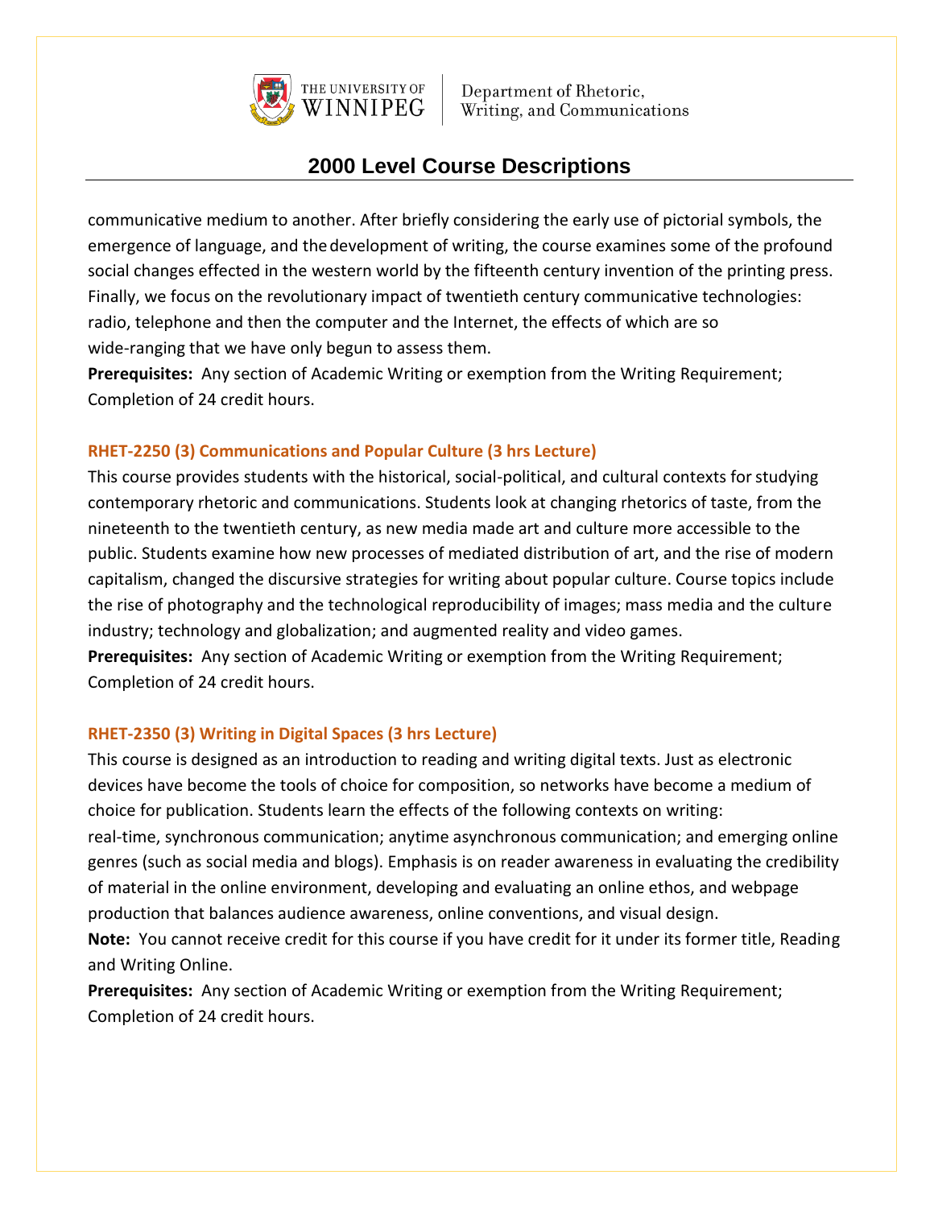communicative medium to another. After briefly considering the early use of pictorial symbols, the emergence of language, and the development of writing, the course examines some of the profound social changes effected in the western world by the fifteenth century invention of the printing press. Finally, we focus on the revolutionary impact of twentieth century communicative technologies: radio, telephone and then the computer and the Internet, the effects of which are so wide-ranging that we have only begun to assess them.

**Prerequisites:** Any section of Academic Writing or exemption from the Writing Requirement; Completion of 24 credit hours.

### RHET-2250 (3) Communications and Popular Culture (3 hrs Lecture)

This course provides students with the historical, social-political, and cultural contexts for studying contemporary rhetoric and communications. Students look at changing rhetorics of taste, from the nineteenth to the twentieth century, as new media made art and culture more accessible to the public. Students examine how new processes of mediated distribution of art, and the rise of modern capitalism, changed the discursive strategies for writing about popular culture. Course topics include the rise of photography and the technological reproducibility of images; mass media and the culture industry; technology and globalization; and augmented reality and video games.

**Prerequisites:** Any section of Academic Writing or exemption from the Writing Requirement; Completion of 24 credit hours.

### RHET-2350 (3) Writing in Digital Spaces (3 hrs Lecture)

This course is designed as an introduction to reading and writing digital texts. Just as electronic devices have become the tools of choice for composition, so networks have become a medium of choice for publication. Students learn the effects of the following contexts on writing: real-time, synchronous communication; anytime asynchronous communication; and emerging online genres (such as social media and blogs). Emphasis is on reader awareness in evaluating the credibility of material in the online environment, developing and evaluating an online ethos, and webpage production that balances audience awareness, online conventions, and visual design.

**Note:** You cannot receive credit for this course if you have credit for it under its former title, Reading and Writing Online.

**Prerequisites:** Any section of Academic Writing or exemption from the Writing Requirement; Completion of 24 credit hours.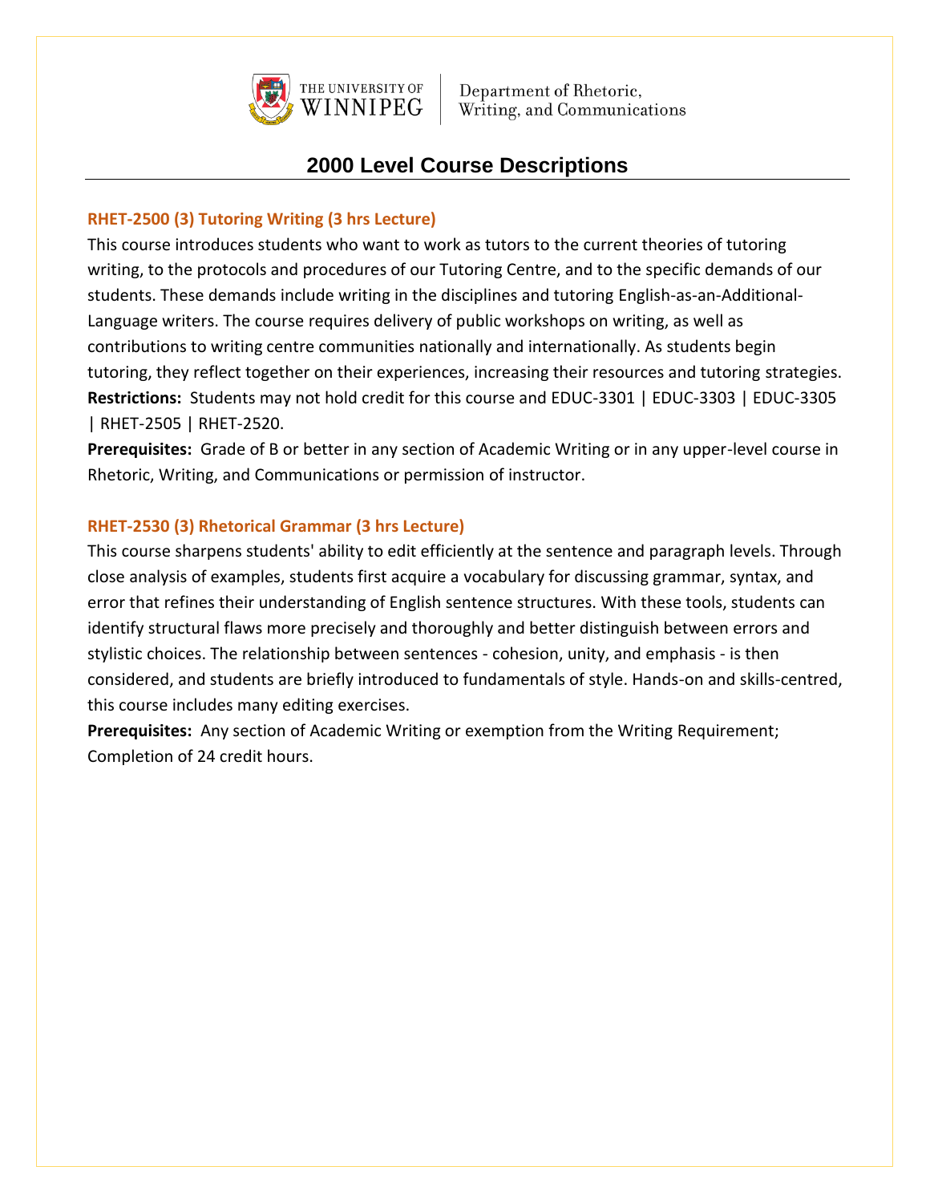THE UNIVERSITY OF WINNIPEG | Department of Rhetoric, Writing, and Communications

# 2000 Level Course Descriptions

### RHET-2500 (3) Tutoring Writing (3 hrs Lecture)

This course introduces students who want to work as tutors to the current theories of tutoring writing, to the protocols and procedures of our Tutoring Centre, and to the specific demands of our students. These demands include writing in the disciplines and tutoring English-as-an-Additional-Language writers. The course requires delivery of public workshops on writing, as well as contributions to writing centre communities nationally and internationally. As students begin tutoring, they reflect together on their experiences, increasing their resources and tutoring strategies.

**Restrictions:** Students may not hold credit for this course and EDUC-3301 | EDUC-3303 | EDUC-3305 | RHET-2505 | RHET-2520.

**Prerequisites:** Grade of B or better in any section of Academic Writing or in any upper-level course in Rhetoric, Writing, and Communications or permission of instructor.

### RHET-2530 (3) Rhetorical Grammar (3 hrs Lecture)

This course sharpens students' ability to edit efficiently at the sentence and paragraph levels. Through close analysis of examples, students first acquire a vocabulary for discussing grammar, syntax, and error that refines their understanding of English sentence structures. With these tools, students can identify structural flaws more precisely and thoroughly and better distinguish between errors and stylistic choices. The relationship between sentences - cohesion, unity, and emphasis - is then considered, and students are briefly introduced to fundamentals of style. Hands-on and skills-centred, this course includes many editing exercises.

**Prerequisites:** Any section of Academic Writing or exemption from the Writing Requirement; Completion of 24 credit hours.